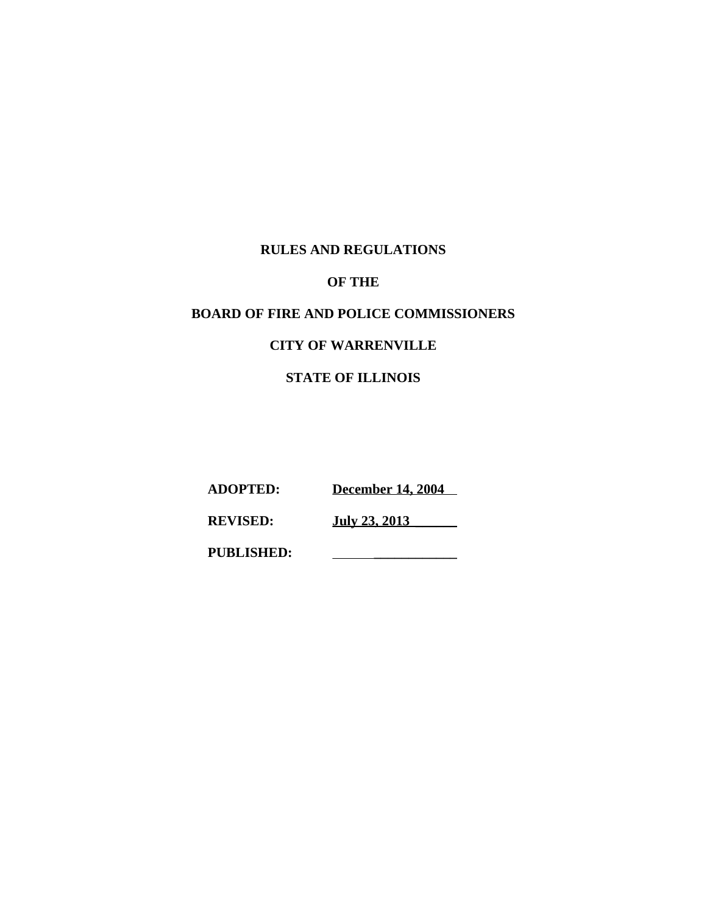# RULES AND REGULATIONS

# OF THE

# BOARD OF FIRE AND POLICE COMMISSIONERS

# CITY OF WARRENVILLE

# STATE OF ILLINOIS

**ADOPTED:** **December 14, 2004**

**REVISED:** **July 23, 2013**

**PUBLISHED:** ____________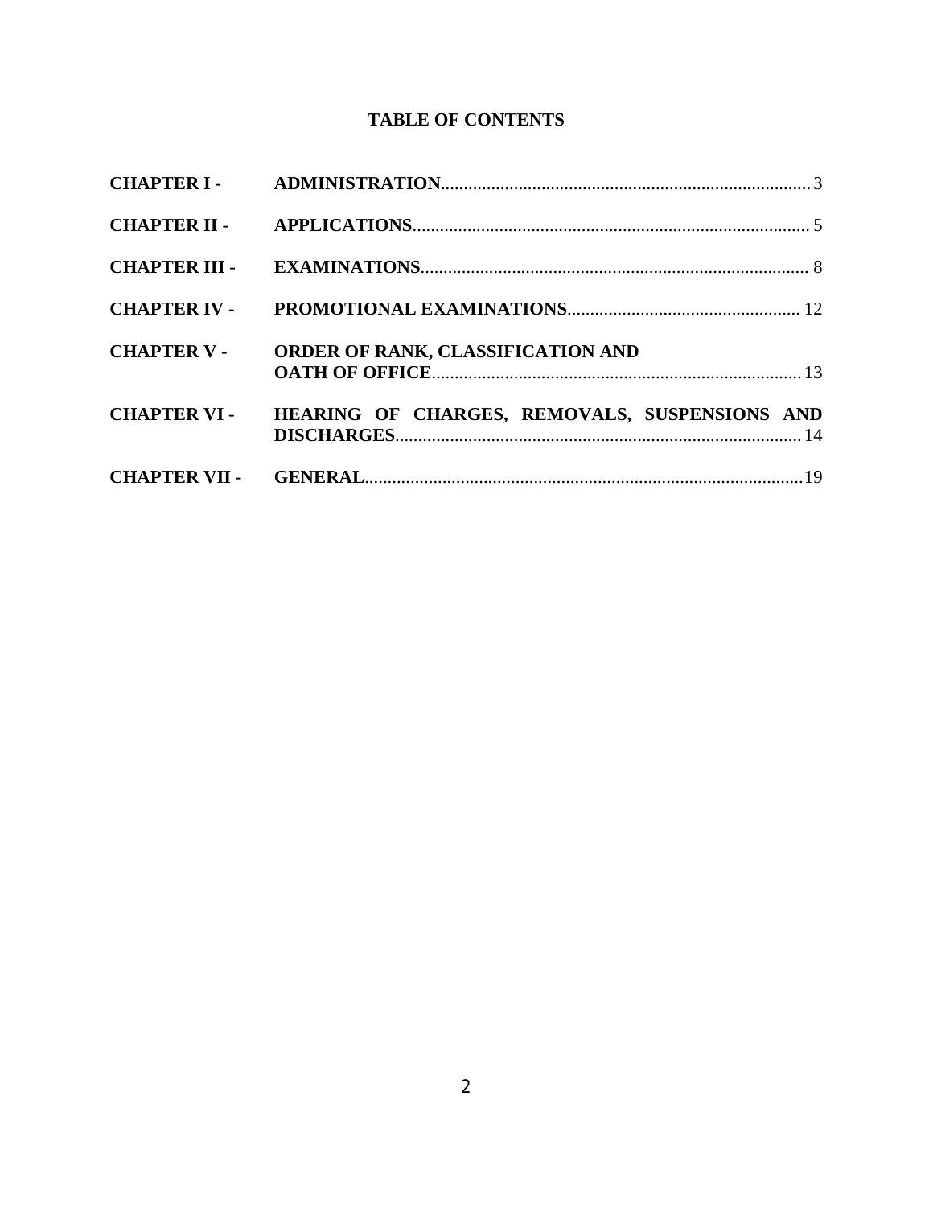# TABLE OF CONTENTS

| | | |
|---|---|---|
| **CHAPTER I -** | **ADMINISTRATION** | 3 |
| **CHAPTER II -** | **APPLICATIONS** | 5 |
| **CHAPTER III -** | **EXAMINATIONS** | 8 |
| **CHAPTER IV -** | **PROMOTIONAL EXAMINATIONS** | 12 |
| **CHAPTER V -** | **ORDER OF RANK, CLASSIFICATION AND OATH OF OFFICE** | 13 |
| **CHAPTER VI -** | **HEARING OF CHARGES, REMOVALS, SUSPENSIONS AND DISCHARGES** | 14 |
| **CHAPTER VII -** | **GENERAL** | 19 |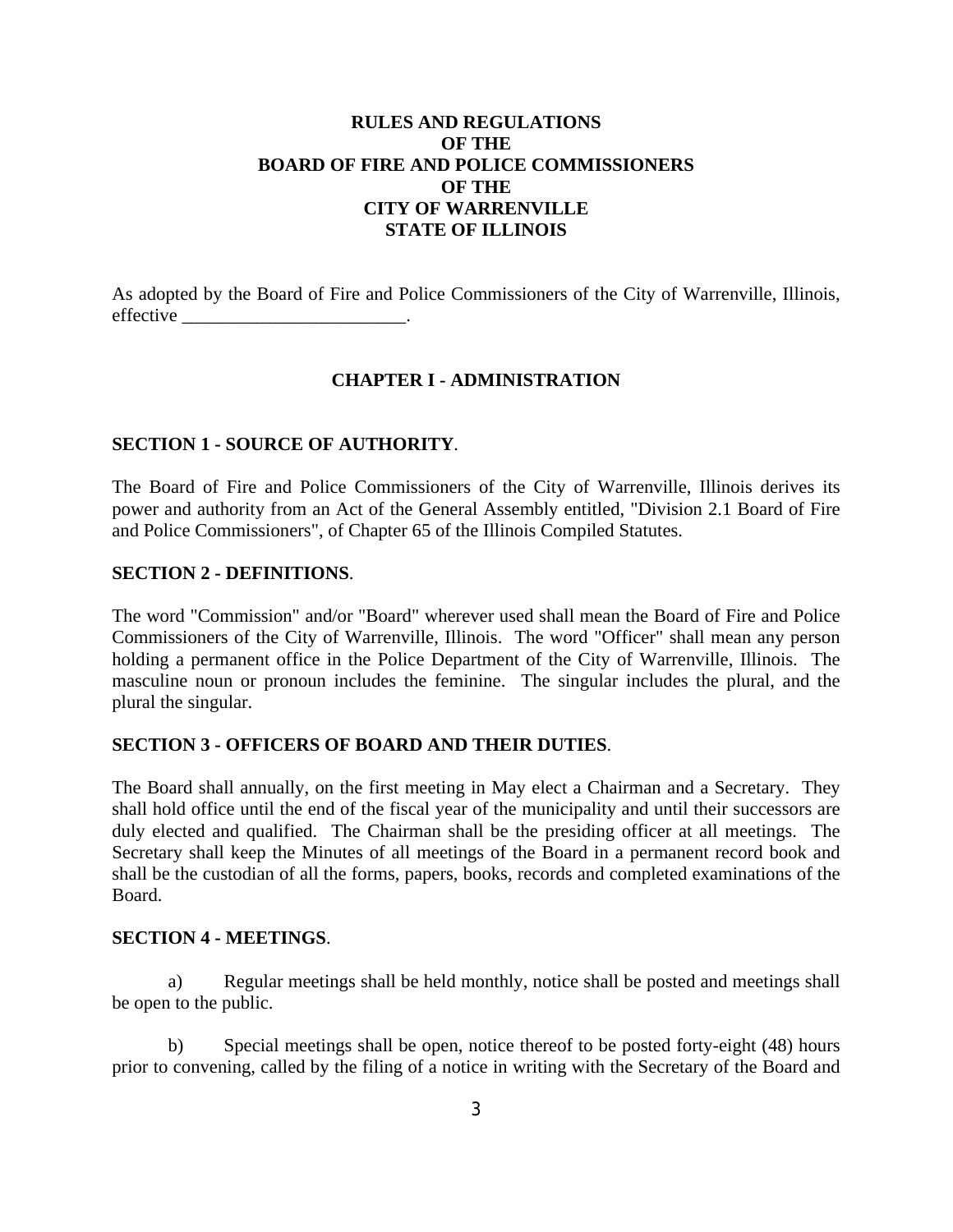# RULES AND REGULATIONS OF THE BOARD OF FIRE AND POLICE COMMISSIONERS OF THE CITY OF WARRENVILLE STATE OF ILLINOIS

As adopted by the Board of Fire and Police Commissioners of the City of Warrenville, Illinois, effective ________________________.

## CHAPTER I - ADMINISTRATION

### SECTION 1 - SOURCE OF AUTHORITY.

The Board of Fire and Police Commissioners of the City of Warrenville, Illinois derives its power and authority from an Act of the General Assembly entitled, "Division 2.1 Board of Fire and Police Commissioners", of Chapter 65 of the Illinois Compiled Statutes.

### SECTION 2 - DEFINITIONS.

The word "Commission" and/or "Board" wherever used shall mean the Board of Fire and Police Commissioners of the City of Warrenville, Illinois. The word "Officer" shall mean any person holding a permanent office in the Police Department of the City of Warrenville, Illinois. The masculine noun or pronoun includes the feminine. The singular includes the plural, and the plural the singular.

### SECTION 3 - OFFICERS OF BOARD AND THEIR DUTIES.

The Board shall annually, on the first meeting in May elect a Chairman and a Secretary. They shall hold office until the end of the fiscal year of the municipality and until their successors are duly elected and qualified. The Chairman shall be the presiding officer at all meetings. The Secretary shall keep the Minutes of all meetings of the Board in a permanent record book and shall be the custodian of all the forms, papers, books, records and completed examinations of the Board.

### SECTION 4 - MEETINGS.

a) Regular meetings shall be held monthly, notice shall be posted and meetings shall be open to the public.

b) Special meetings shall be open, notice thereof to be posted forty-eight (48) hours prior to convening, called by the filing of a notice in writing with the Secretary of the Board and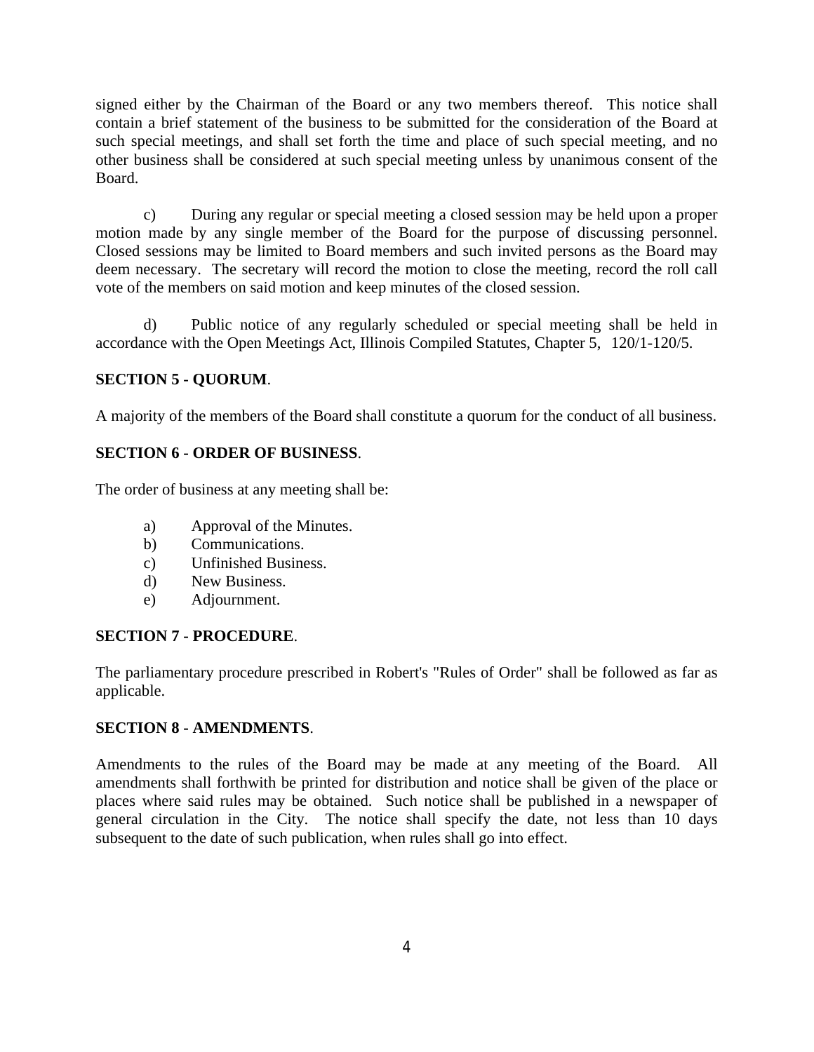signed either by the Chairman of the Board or any two members thereof. This notice shall contain a brief statement of the business to be submitted for the consideration of the Board at such special meetings, and shall set forth the time and place of such special meeting, and no other business shall be considered at such special meeting unless by unanimous consent of the Board.

c) During any regular or special meeting a closed session may be held upon a proper motion made by any single member of the Board for the purpose of discussing personnel. Closed sessions may be limited to Board members and such invited persons as the Board may deem necessary. The secretary will record the motion to close the meeting, record the roll call vote of the members on said motion and keep minutes of the closed session.

d) Public notice of any regularly scheduled or special meeting shall be held in accordance with the Open Meetings Act, Illinois Compiled Statutes, Chapter 5, 120/1-120/5.

**SECTION 5 - QUORUM**.

A majority of the members of the Board shall constitute a quorum for the conduct of all business.

**SECTION 6 - ORDER OF BUSINESS**.

The order of business at any meeting shall be:

a) Approval of the Minutes.
b) Communications.
c) Unfinished Business.
d) New Business.
e) Adjournment.

**SECTION 7 - PROCEDURE**.

The parliamentary procedure prescribed in Robert's "Rules of Order" shall be followed as far as applicable.

**SECTION 8 - AMENDMENTS**.

Amendments to the rules of the Board may be made at any meeting of the Board. All amendments shall forthwith be printed for distribution and notice shall be given of the place or places where said rules may be obtained. Such notice shall be published in a newspaper of general circulation in the City. The notice shall specify the date, not less than 10 days subsequent to the date of such publication, when rules shall go into effect.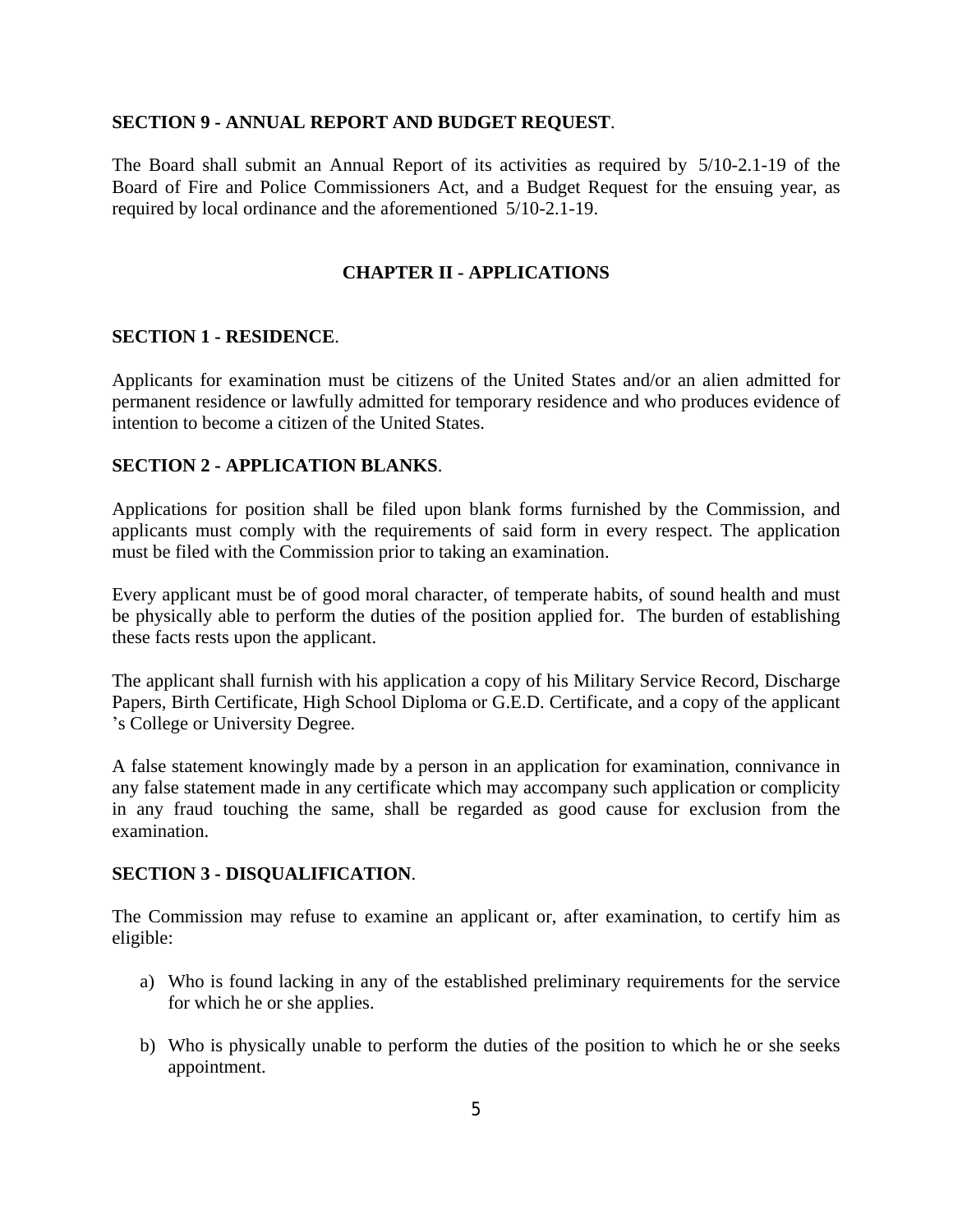**SECTION 9 - ANNUAL REPORT AND BUDGET REQUEST**.

The Board shall submit an Annual Report of its activities as required by 5/10-2.1-19 of the Board of Fire and Police Commissioners Act, and a Budget Request for the ensuing year, as required by local ordinance and the aforementioned 5/10-2.1-19.

## CHAPTER II - APPLICATIONS

**SECTION 1 - RESIDENCE**.

Applicants for examination must be citizens of the United States and/or an alien admitted for permanent residence or lawfully admitted for temporary residence and who produces evidence of intention to become a citizen of the United States.

**SECTION 2 - APPLICATION BLANKS**.

Applications for position shall be filed upon blank forms furnished by the Commission, and applicants must comply with the requirements of said form in every respect. The application must be filed with the Commission prior to taking an examination.

Every applicant must be of good moral character, of temperate habits, of sound health and must be physically able to perform the duties of the position applied for. The burden of establishing these facts rests upon the applicant.

The applicant shall furnish with his application a copy of his Military Service Record, Discharge Papers, Birth Certificate, High School Diploma or G.E.D. Certificate, and a copy of the applicant 's College or University Degree.

A false statement knowingly made by a person in an application for examination, connivance in any false statement made in any certificate which may accompany such application or complicity in any fraud touching the same, shall be regarded as good cause for exclusion from the examination.

**SECTION 3 - DISQUALIFICATION**.

The Commission may refuse to examine an applicant or, after examination, to certify him as eligible:

a) Who is found lacking in any of the established preliminary requirements for the service for which he or she applies.

b) Who is physically unable to perform the duties of the position to which he or she seeks appointment.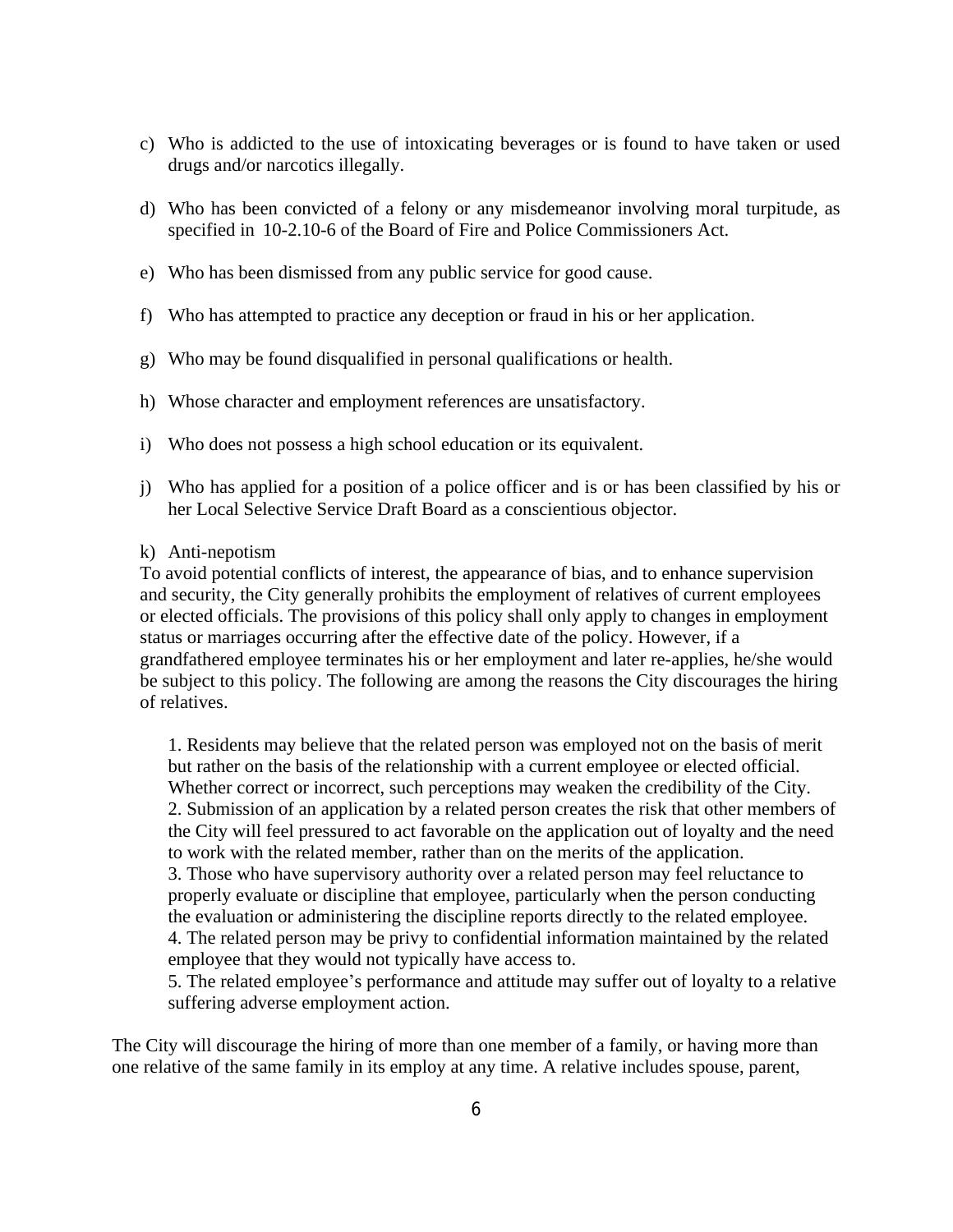c) Who is addicted to the use of intoxicating beverages or is found to have taken or used drugs and/or narcotics illegally.

d) Who has been convicted of a felony or any misdemeanor involving moral turpitude, as specified in 10-2.10-6 of the Board of Fire and Police Commissioners Act.

e) Who has been dismissed from any public service for good cause.

f) Who has attempted to practice any deception or fraud in his or her application.

g) Who may be found disqualified in personal qualifications or health.

h) Whose character and employment references are unsatisfactory.

i) Who does not possess a high school education or its equivalent.

j) Who has applied for a position of a police officer and is or has been classified by his or her Local Selective Service Draft Board as a conscientious objector.

k) Anti-nepotism

To avoid potential conflicts of interest, the appearance of bias, and to enhance supervision and security, the City generally prohibits the employment of relatives of current employees or elected officials. The provisions of this policy shall only apply to changes in employment status or marriages occurring after the effective date of the policy. However, if a grandfathered employee terminates his or her employment and later re-applies, he/she would be subject to this policy. The following are among the reasons the City discourages the hiring of relatives.

1. Residents may believe that the related person was employed not on the basis of merit but rather on the basis of the relationship with a current employee or elected official. Whether correct or incorrect, such perceptions may weaken the credibility of the City.
2. Submission of an application by a related person creates the risk that other members of the City will feel pressured to act favorable on the application out of loyalty and the need to work with the related member, rather than on the merits of the application.
3. Those who have supervisory authority over a related person may feel reluctance to properly evaluate or discipline that employee, particularly when the person conducting the evaluation or administering the discipline reports directly to the related employee.
4. The related person may be privy to confidential information maintained by the related employee that they would not typically have access to.
5. The related employee's performance and attitude may suffer out of loyalty to a relative suffering adverse employment action.

The City will discourage the hiring of more than one member of a family, or having more than one relative of the same family in its employ at any time. A relative includes spouse, parent,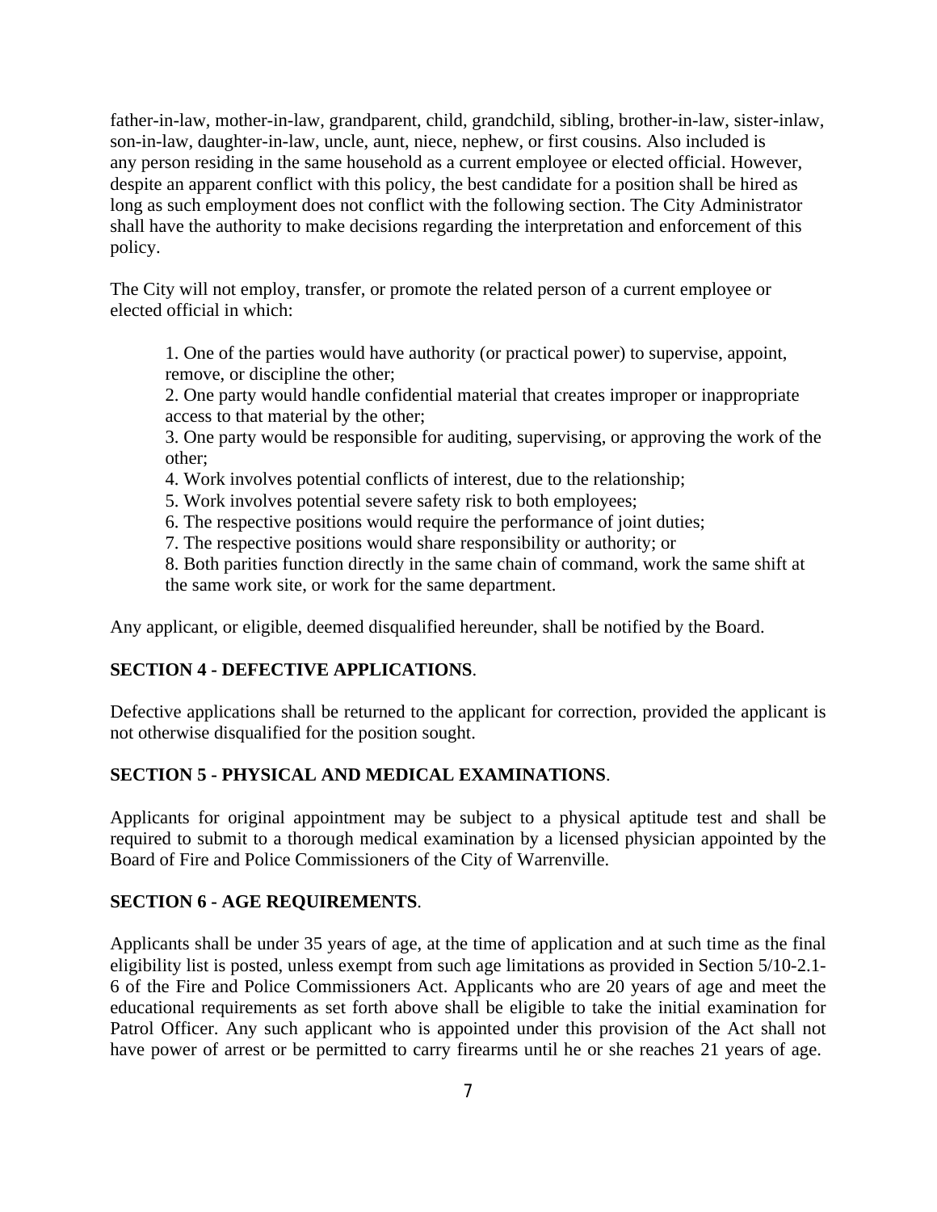father-in-law, mother-in-law, grandparent, child, grandchild, sibling, brother-in-law, sister-inlaw, son-in-law, daughter-in-law, uncle, aunt, niece, nephew, or first cousins. Also included is any person residing in the same household as a current employee or elected official. However, despite an apparent conflict with this policy, the best candidate for a position shall be hired as long as such employment does not conflict with the following section. The City Administrator shall have the authority to make decisions regarding the interpretation and enforcement of this policy.

The City will not employ, transfer, or promote the related person of a current employee or elected official in which:

1. One of the parties would have authority (or practical power) to supervise, appoint, remove, or discipline the other;
2. One party would handle confidential material that creates improper or inappropriate access to that material by the other;
3. One party would be responsible for auditing, supervising, or approving the work of the other;
4. Work involves potential conflicts of interest, due to the relationship;
5. Work involves potential severe safety risk to both employees;
6. The respective positions would require the performance of joint duties;
7. The respective positions would share responsibility or authority; or
8. Both parities function directly in the same chain of command, work the same shift at the same work site, or work for the same department.

Any applicant, or eligible, deemed disqualified hereunder, shall be notified by the Board.

**SECTION 4 - DEFECTIVE APPLICATIONS**.

Defective applications shall be returned to the applicant for correction, provided the applicant is not otherwise disqualified for the position sought.

**SECTION 5 - PHYSICAL AND MEDICAL EXAMINATIONS**.

Applicants for original appointment may be subject to a physical aptitude test and shall be required to submit to a thorough medical examination by a licensed physician appointed by the Board of Fire and Police Commissioners of the City of Warrenville.

**SECTION 6 - AGE REQUIREMENTS**.

Applicants shall be under 35 years of age, at the time of application and at such time as the final eligibility list is posted, unless exempt from such age limitations as provided in Section 5/10-2.1-6 of the Fire and Police Commissioners Act. Applicants who are 20 years of age and meet the educational requirements as set forth above shall be eligible to take the initial examination for Patrol Officer. Any such applicant who is appointed under this provision of the Act shall not have power of arrest or be permitted to carry firearms until he or she reaches 21 years of age.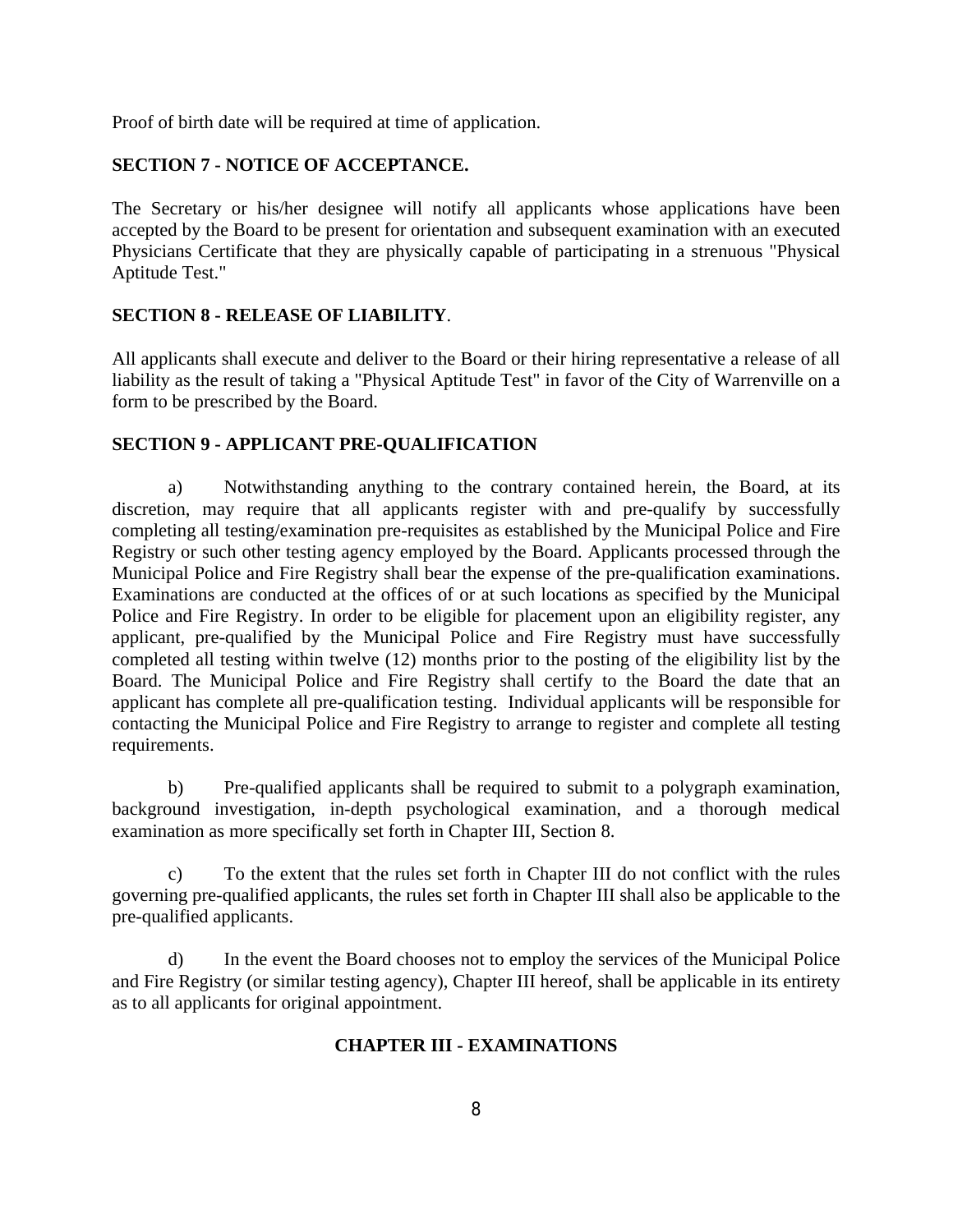Proof of birth date will be required at time of application.

**SECTION 7 - NOTICE OF ACCEPTANCE.**

The Secretary or his/her designee will notify all applicants whose applications have been accepted by the Board to be present for orientation and subsequent examination with an executed Physicians Certificate that they are physically capable of participating in a strenuous "Physical Aptitude Test."

**SECTION 8 - RELEASE OF LIABILITY**.

All applicants shall execute and deliver to the Board or their hiring representative a release of all liability as the result of taking a "Physical Aptitude Test" in favor of the City of Warrenville on a form to be prescribed by the Board.

**SECTION 9 - APPLICANT PRE-QUALIFICATION**

a) Notwithstanding anything to the contrary contained herein, the Board, at its discretion, may require that all applicants register with and pre-qualify by successfully completing all testing/examination pre-requisites as established by the Municipal Police and Fire Registry or such other testing agency employed by the Board. Applicants processed through the Municipal Police and Fire Registry shall bear the expense of the pre-qualification examinations. Examinations are conducted at the offices of or at such locations as specified by the Municipal Police and Fire Registry. In order to be eligible for placement upon an eligibility register, any applicant, pre-qualified by the Municipal Police and Fire Registry must have successfully completed all testing within twelve (12) months prior to the posting of the eligibility list by the Board. The Municipal Police and Fire Registry shall certify to the Board the date that an applicant has complete all pre-qualification testing. Individual applicants will be responsible for contacting the Municipal Police and Fire Registry to arrange to register and complete all testing requirements.

b) Pre-qualified applicants shall be required to submit to a polygraph examination, background investigation, in-depth psychological examination, and a thorough medical examination as more specifically set forth in Chapter III, Section 8.

c) To the extent that the rules set forth in Chapter III do not conflict with the rules governing pre-qualified applicants, the rules set forth in Chapter III shall also be applicable to the pre-qualified applicants.

d) In the event the Board chooses not to employ the services of the Municipal Police and Fire Registry (or similar testing agency), Chapter III hereof, shall be applicable in its entirety as to all applicants for original appointment.

## CHAPTER III - EXAMINATIONS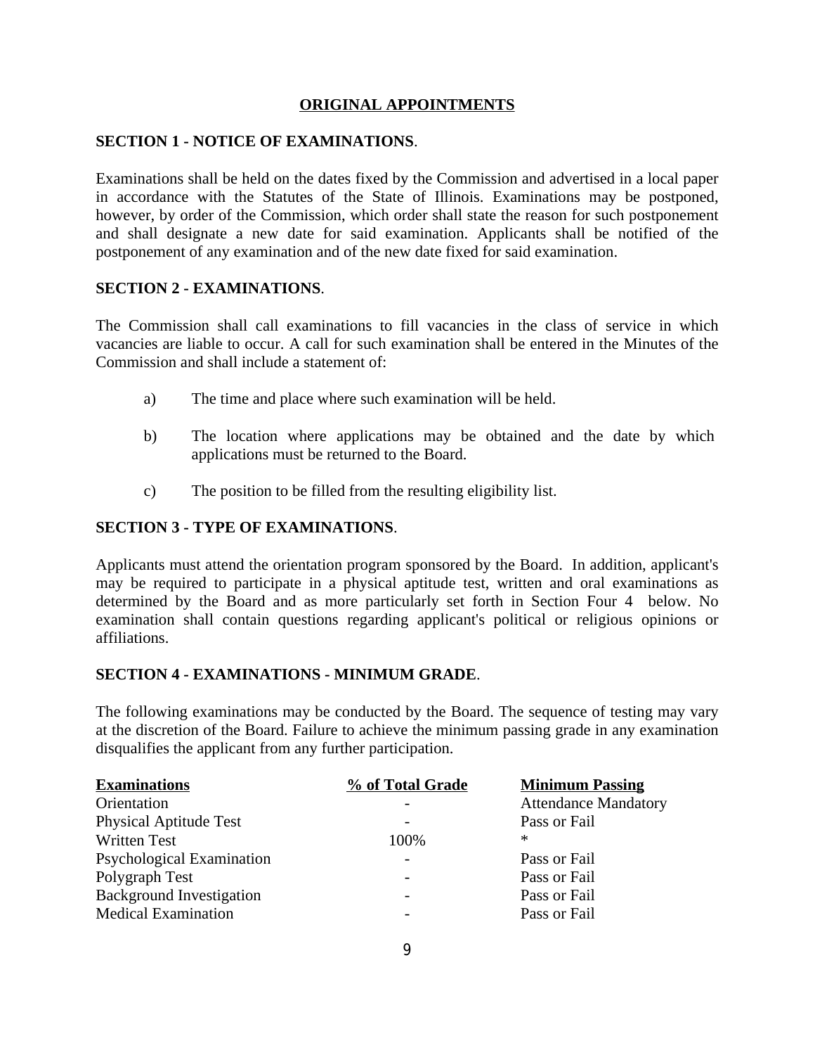## ORIGINAL APPOINTMENTS

### SECTION 1 - NOTICE OF EXAMINATIONS.

Examinations shall be held on the dates fixed by the Commission and advertised in a local paper in accordance with the Statutes of the State of Illinois. Examinations may be postponed, however, by order of the Commission, which order shall state the reason for such postponement and shall designate a new date for said examination. Applicants shall be notified of the postponement of any examination and of the new date fixed for said examination.

### SECTION 2 - EXAMINATIONS.

The Commission shall call examinations to fill vacancies in the class of service in which vacancies are liable to occur. A call for such examination shall be entered in the Minutes of the Commission and shall include a statement of:

a) The time and place where such examination will be held.

b) The location where applications may be obtained and the date by which applications must be returned to the Board.

c) The position to be filled from the resulting eligibility list.

### SECTION 3 - TYPE OF EXAMINATIONS.

Applicants must attend the orientation program sponsored by the Board. In addition, applicant's may be required to participate in a physical aptitude test, written and oral examinations as determined by the Board and as more particularly set forth in Section Four 4 below. No examination shall contain questions regarding applicant's political or religious opinions or affiliations.

### SECTION 4 - EXAMINATIONS - MINIMUM GRADE.

The following examinations may be conducted by the Board. The sequence of testing may vary at the discretion of the Board. Failure to achieve the minimum passing grade in any examination disqualifies the applicant from any further participation.

| Examinations | % of Total Grade | Minimum Passing |
|---|---|---|
| Orientation | - | Attendance Mandatory |
| Physical Aptitude Test | - | Pass or Fail |
| Written Test | 100% | * |
| Psychological Examination | - | Pass or Fail |
| Polygraph Test | - | Pass or Fail |
| Background Investigation | - | Pass or Fail |
| Medical Examination | - | Pass or Fail |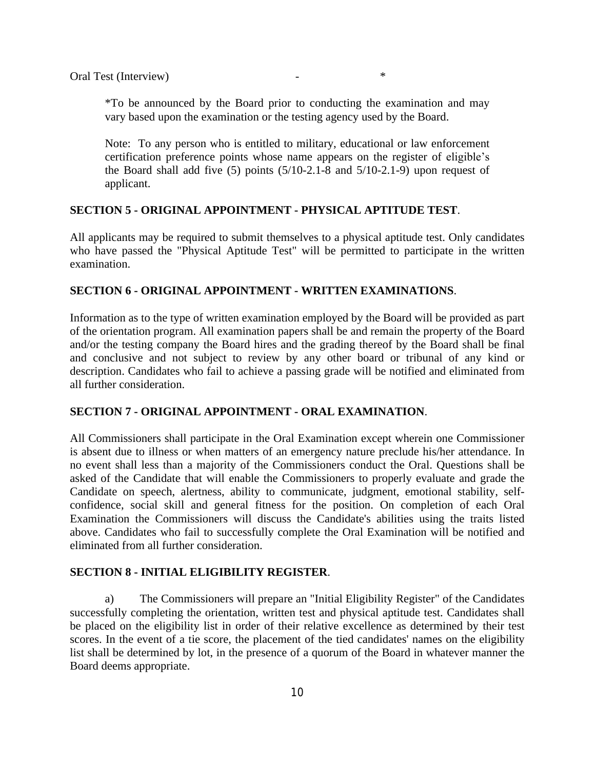Oral Test (Interview) - *

*To be announced by the Board prior to conducting the examination and may vary based upon the examination or the testing agency used by the Board.

Note: To any person who is entitled to military, educational or law enforcement certification preference points whose name appears on the register of eligible's the Board shall add five (5) points (5/10-2.1-8 and 5/10-2.1-9) upon request of applicant.

**SECTION 5 - ORIGINAL APPOINTMENT - PHYSICAL APTITUDE TEST**.

All applicants may be required to submit themselves to a physical aptitude test. Only candidates who have passed the "Physical Aptitude Test" will be permitted to participate in the written examination.

**SECTION 6 - ORIGINAL APPOINTMENT - WRITTEN EXAMINATIONS**.

Information as to the type of written examination employed by the Board will be provided as part of the orientation program. All examination papers shall be and remain the property of the Board and/or the testing company the Board hires and the grading thereof by the Board shall be final and conclusive and not subject to review by any other board or tribunal of any kind or description. Candidates who fail to achieve a passing grade will be notified and eliminated from all further consideration.

**SECTION 7 - ORIGINAL APPOINTMENT - ORAL EXAMINATION**.

All Commissioners shall participate in the Oral Examination except wherein one Commissioner is absent due to illness or when matters of an emergency nature preclude his/her attendance. In no event shall less than a majority of the Commissioners conduct the Oral. Questions shall be asked of the Candidate that will enable the Commissioners to properly evaluate and grade the Candidate on speech, alertness, ability to communicate, judgment, emotional stability, self-confidence, social skill and general fitness for the position. On completion of each Oral Examination the Commissioners will discuss the Candidate's abilities using the traits listed above. Candidates who fail to successfully complete the Oral Examination will be notified and eliminated from all further consideration.

**SECTION 8 - INITIAL ELIGIBILITY REGISTER**.

a) The Commissioners will prepare an "Initial Eligibility Register" of the Candidates successfully completing the orientation, written test and physical aptitude test. Candidates shall be placed on the eligibility list in order of their relative excellence as determined by their test scores. In the event of a tie score, the placement of the tied candidates' names on the eligibility list shall be determined by lot, in the presence of a quorum of the Board in whatever manner the Board deems appropriate.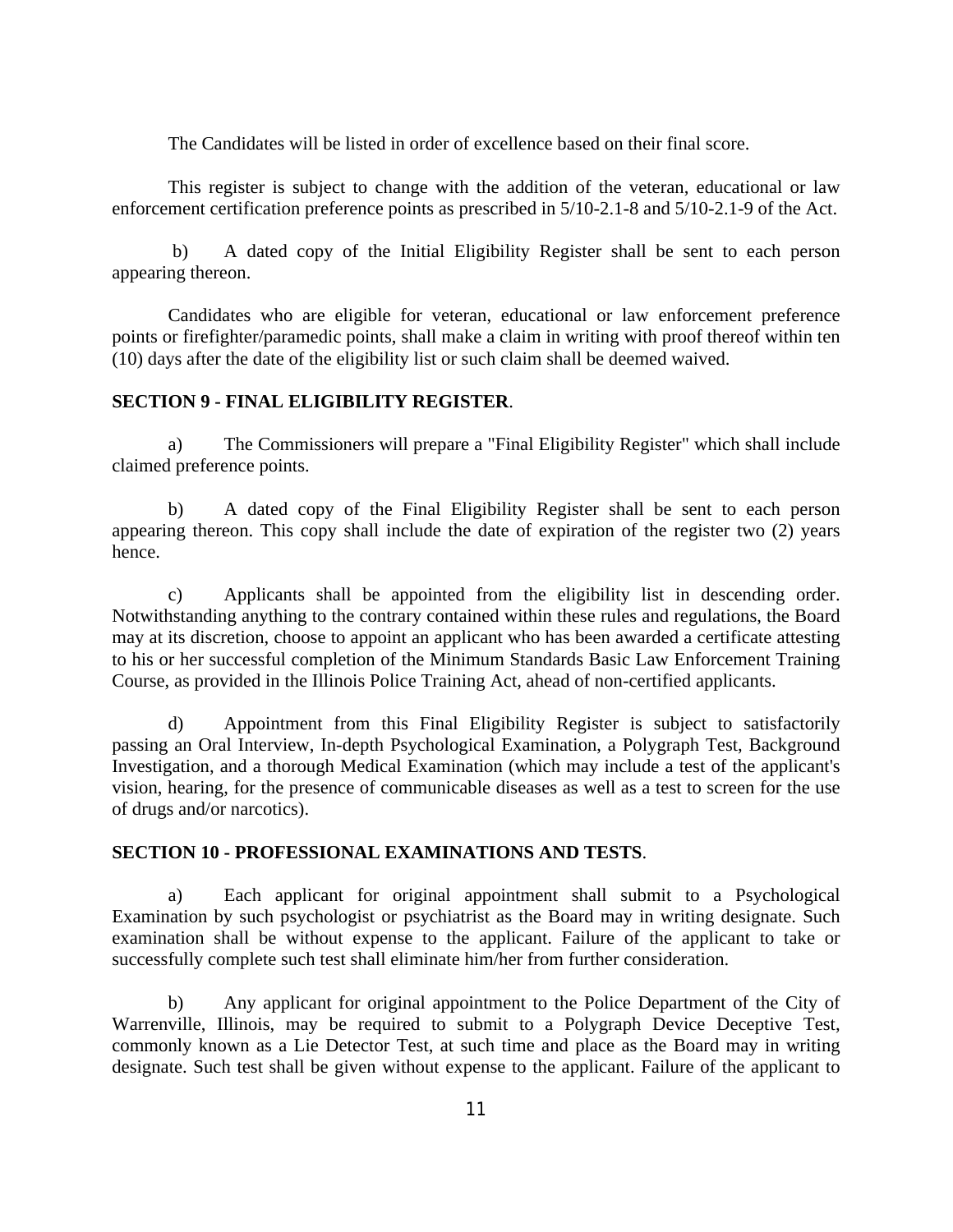The Candidates will be listed in order of excellence based on their final score.

This register is subject to change with the addition of the veteran, educational or law enforcement certification preference points as prescribed in 5/10-2.1-8 and 5/10-2.1-9 of the Act.

b) A dated copy of the Initial Eligibility Register shall be sent to each person appearing thereon.

Candidates who are eligible for veteran, educational or law enforcement preference points or firefighter/paramedic points, shall make a claim in writing with proof thereof within ten (10) days after the date of the eligibility list or such claim shall be deemed waived.

**SECTION 9 - FINAL ELIGIBILITY REGISTER**.

a) The Commissioners will prepare a "Final Eligibility Register" which shall include claimed preference points.

b) A dated copy of the Final Eligibility Register shall be sent to each person appearing thereon. This copy shall include the date of expiration of the register two (2) years hence.

c) Applicants shall be appointed from the eligibility list in descending order. Notwithstanding anything to the contrary contained within these rules and regulations, the Board may at its discretion, choose to appoint an applicant who has been awarded a certificate attesting to his or her successful completion of the Minimum Standards Basic Law Enforcement Training Course, as provided in the Illinois Police Training Act, ahead of non-certified applicants.

d) Appointment from this Final Eligibility Register is subject to satisfactorily passing an Oral Interview, In-depth Psychological Examination, a Polygraph Test, Background Investigation, and a thorough Medical Examination (which may include a test of the applicant's vision, hearing, for the presence of communicable diseases as well as a test to screen for the use of drugs and/or narcotics).

**SECTION 10 - PROFESSIONAL EXAMINATIONS AND TESTS**.

a) Each applicant for original appointment shall submit to a Psychological Examination by such psychologist or psychiatrist as the Board may in writing designate. Such examination shall be without expense to the applicant. Failure of the applicant to take or successfully complete such test shall eliminate him/her from further consideration.

b) Any applicant for original appointment to the Police Department of the City of Warrenville, Illinois, may be required to submit to a Polygraph Device Deceptive Test, commonly known as a Lie Detector Test, at such time and place as the Board may in writing designate. Such test shall be given without expense to the applicant. Failure of the applicant to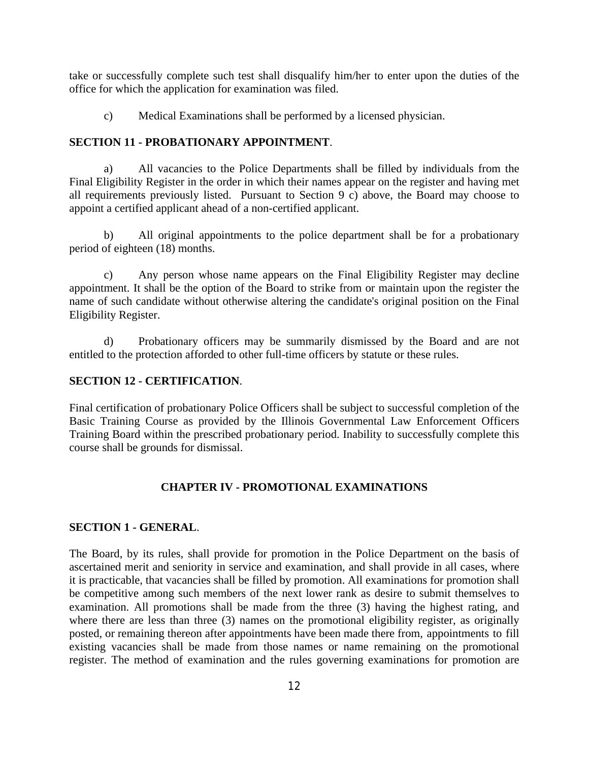take or successfully complete such test shall disqualify him/her to enter upon the duties of the office for which the application for examination was filed.

c) Medical Examinations shall be performed by a licensed physician.

**SECTION 11 - PROBATIONARY APPOINTMENT**.

a) All vacancies to the Police Departments shall be filled by individuals from the Final Eligibility Register in the order in which their names appear on the register and having met all requirements previously listed. Pursuant to Section 9 c) above, the Board may choose to appoint a certified applicant ahead of a non-certified applicant.

b) All original appointments to the police department shall be for a probationary period of eighteen (18) months.

c) Any person whose name appears on the Final Eligibility Register may decline appointment. It shall be the option of the Board to strike from or maintain upon the register the name of such candidate without otherwise altering the candidate's original position on the Final Eligibility Register.

d) Probationary officers may be summarily dismissed by the Board and are not entitled to the protection afforded to other full-time officers by statute or these rules.

**SECTION 12 - CERTIFICATION**.

Final certification of probationary Police Officers shall be subject to successful completion of the Basic Training Course as provided by the Illinois Governmental Law Enforcement Officers Training Board within the prescribed probationary period. Inability to successfully complete this course shall be grounds for dismissal.

## CHAPTER IV - PROMOTIONAL EXAMINATIONS

**SECTION 1 - GENERAL**.

The Board, by its rules, shall provide for promotion in the Police Department on the basis of ascertained merit and seniority in service and examination, and shall provide in all cases, where it is practicable, that vacancies shall be filled by promotion. All examinations for promotion shall be competitive among such members of the next lower rank as desire to submit themselves to examination. All promotions shall be made from the three (3) having the highest rating, and where there are less than three (3) names on the promotional eligibility register, as originally posted, or remaining thereon after appointments have been made there from, appointments to fill existing vacancies shall be made from those names or name remaining on the promotional register. The method of examination and the rules governing examinations for promotion are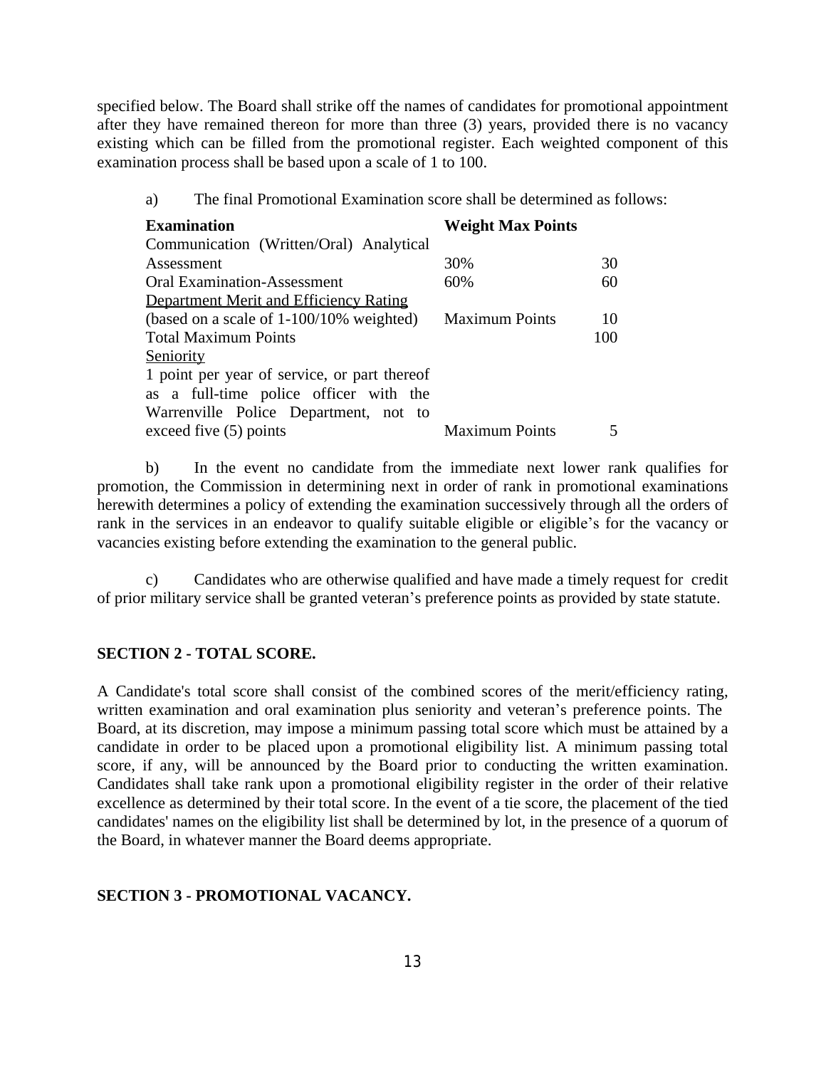specified below. The Board shall strike off the names of candidates for promotional appointment after they have remained thereon for more than three (3) years, provided there is no vacancy existing which can be filled from the promotional register. Each weighted component of this examination process shall be based upon a scale of 1 to 100.

a) The final Promotional Examination score shall be determined as follows:

| **Examination** | **Weight** | **Max Points** |
|---|---|---|
| Communication (Written/Oral) Analytical Assessment | 30% | 30 |
| Oral Examination-Assessment | 60% | 60 |
| Department Merit and Efficiency Rating (based on a scale of 1-100/10% weighted) | Maximum Points | 10 |
| Total Maximum Points | | 100 |
| Seniority 1 point per year of service, or part thereof as a full-time police officer with the Warrenville Police Department, not to exceed five (5) points | Maximum Points | 5 |

b) In the event no candidate from the immediate next lower rank qualifies for promotion, the Commission in determining next in order of rank in promotional examinations herewith determines a policy of extending the examination successively through all the orders of rank in the services in an endeavor to qualify suitable eligible or eligible's for the vacancy or vacancies existing before extending the examination to the general public.

c) Candidates who are otherwise qualified and have made a timely request for credit of prior military service shall be granted veteran's preference points as provided by state statute.

### SECTION 2 - TOTAL SCORE.

A Candidate's total score shall consist of the combined scores of the merit/efficiency rating, written examination and oral examination plus seniority and veteran's preference points. The Board, at its discretion, may impose a minimum passing total score which must be attained by a candidate in order to be placed upon a promotional eligibility list. A minimum passing total score, if any, will be announced by the Board prior to conducting the written examination. Candidates shall take rank upon a promotional eligibility register in the order of their relative excellence as determined by their total score. In the event of a tie score, the placement of the tied candidates' names on the eligibility list shall be determined by lot, in the presence of a quorum of the Board, in whatever manner the Board deems appropriate.

### SECTION 3 - PROMOTIONAL VACANCY.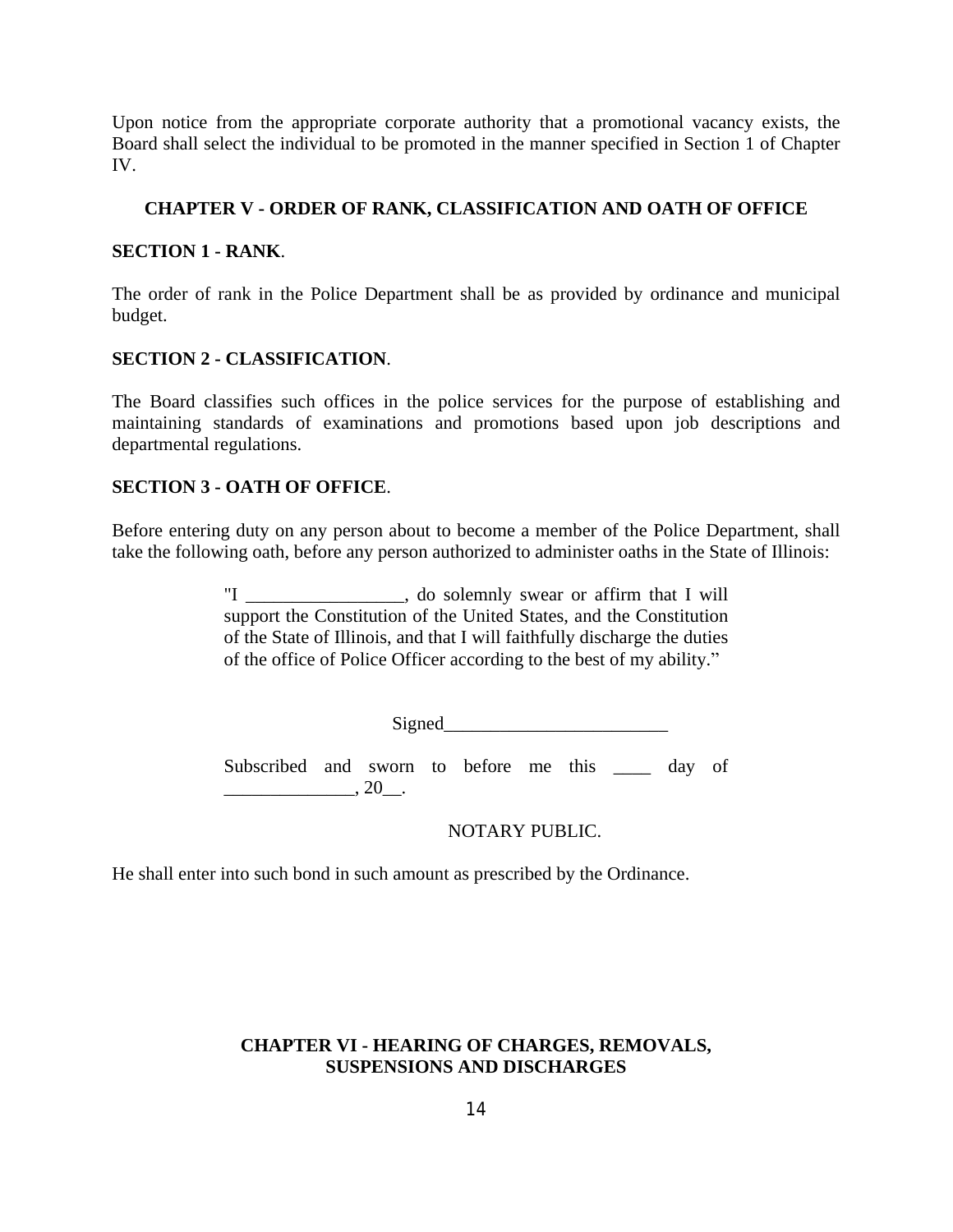Upon notice from the appropriate corporate authority that a promotional vacancy exists, the Board shall select the individual to be promoted in the manner specified in Section 1 of Chapter IV.

## CHAPTER V - ORDER OF RANK, CLASSIFICATION AND OATH OF OFFICE

### SECTION 1 - RANK.

The order of rank in the Police Department shall be as provided by ordinance and municipal budget.

### SECTION 2 - CLASSIFICATION.

The Board classifies such offices in the police services for the purpose of establishing and maintaining standards of examinations and promotions based upon job descriptions and departmental regulations.

### SECTION 3 - OATH OF OFFICE.

Before entering duty on any person about to become a member of the Police Department, shall take the following oath, before any person authorized to administer oaths in the State of Illinois:

> "I _________________, do solemnly swear or affirm that I will support the Constitution of the United States, and the Constitution of the State of Illinois, and that I will faithfully discharge the duties of the office of Police Officer according to the best of my ability."
>
> Signed________________________
>
> Subscribed and sworn to before me this ____ day of ______________, 20__.
>
> NOTARY PUBLIC.

He shall enter into such bond in such amount as prescribed by the Ordinance.

## CHAPTER VI - HEARING OF CHARGES, REMOVALS, SUSPENSIONS AND DISCHARGES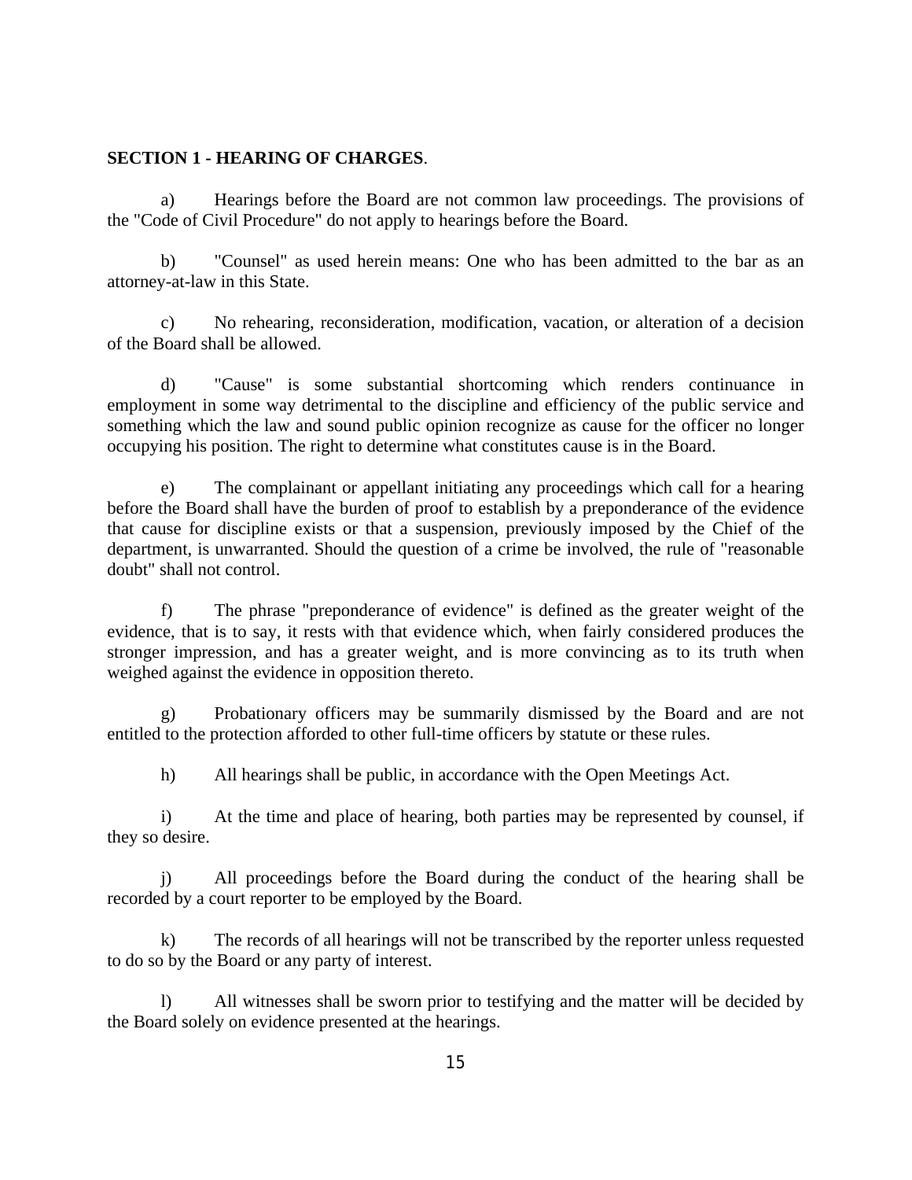**SECTION 1 - HEARING OF CHARGES**.

a) Hearings before the Board are not common law proceedings. The provisions of the "Code of Civil Procedure" do not apply to hearings before the Board.

b) "Counsel" as used herein means: One who has been admitted to the bar as an attorney-at-law in this State.

c) No rehearing, reconsideration, modification, vacation, or alteration of a decision of the Board shall be allowed.

d) "Cause" is some substantial shortcoming which renders continuance in employment in some way detrimental to the discipline and efficiency of the public service and something which the law and sound public opinion recognize as cause for the officer no longer occupying his position. The right to determine what constitutes cause is in the Board.

e) The complainant or appellant initiating any proceedings which call for a hearing before the Board shall have the burden of proof to establish by a preponderance of the evidence that cause for discipline exists or that a suspension, previously imposed by the Chief of the department, is unwarranted. Should the question of a crime be involved, the rule of "reasonable doubt" shall not control.

f) The phrase "preponderance of evidence" is defined as the greater weight of the evidence, that is to say, it rests with that evidence which, when fairly considered produces the stronger impression, and has a greater weight, and is more convincing as to its truth when weighed against the evidence in opposition thereto.

g) Probationary officers may be summarily dismissed by the Board and are not entitled to the protection afforded to other full-time officers by statute or these rules.

h) All hearings shall be public, in accordance with the Open Meetings Act.

i) At the time and place of hearing, both parties may be represented by counsel, if they so desire.

j) All proceedings before the Board during the conduct of the hearing shall be recorded by a court reporter to be employed by the Board.

k) The records of all hearings will not be transcribed by the reporter unless requested to do so by the Board or any party of interest.

l) All witnesses shall be sworn prior to testifying and the matter will be decided by the Board solely on evidence presented at the hearings.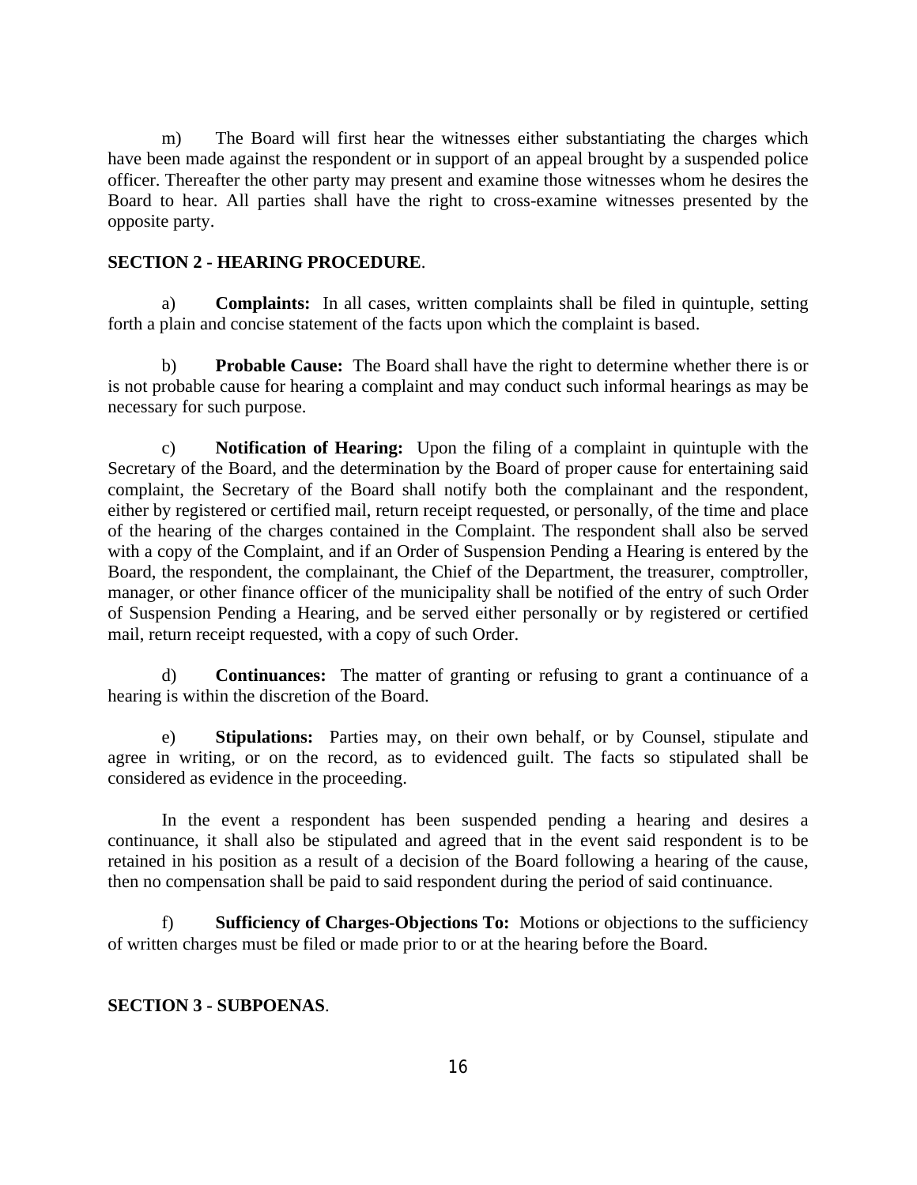m) The Board will first hear the witnesses either substantiating the charges which have been made against the respondent or in support of an appeal brought by a suspended police officer. Thereafter the other party may present and examine those witnesses whom he desires the Board to hear. All parties shall have the right to cross-examine witnesses presented by the opposite party.

**SECTION 2 - HEARING PROCEDURE**.

a) **Complaints:** In all cases, written complaints shall be filed in quintuple, setting forth a plain and concise statement of the facts upon which the complaint is based.

b) **Probable Cause:** The Board shall have the right to determine whether there is or is not probable cause for hearing a complaint and may conduct such informal hearings as may be necessary for such purpose.

c) **Notification of Hearing:** Upon the filing of a complaint in quintuple with the Secretary of the Board, and the determination by the Board of proper cause for entertaining said complaint, the Secretary of the Board shall notify both the complainant and the respondent, either by registered or certified mail, return receipt requested, or personally, of the time and place of the hearing of the charges contained in the Complaint. The respondent shall also be served with a copy of the Complaint, and if an Order of Suspension Pending a Hearing is entered by the Board, the respondent, the complainant, the Chief of the Department, the treasurer, comptroller, manager, or other finance officer of the municipality shall be notified of the entry of such Order of Suspension Pending a Hearing, and be served either personally or by registered or certified mail, return receipt requested, with a copy of such Order.

d) **Continuances:** The matter of granting or refusing to grant a continuance of a hearing is within the discretion of the Board.

e) **Stipulations:** Parties may, on their own behalf, or by Counsel, stipulate and agree in writing, or on the record, as to evidenced guilt. The facts so stipulated shall be considered as evidence in the proceeding.

In the event a respondent has been suspended pending a hearing and desires a continuance, it shall also be stipulated and agreed that in the event said respondent is to be retained in his position as a result of a decision of the Board following a hearing of the cause, then no compensation shall be paid to said respondent during the period of said continuance.

f) **Sufficiency of Charges-Objections To:** Motions or objections to the sufficiency of written charges must be filed or made prior to or at the hearing before the Board.

**SECTION 3 - SUBPOENAS**.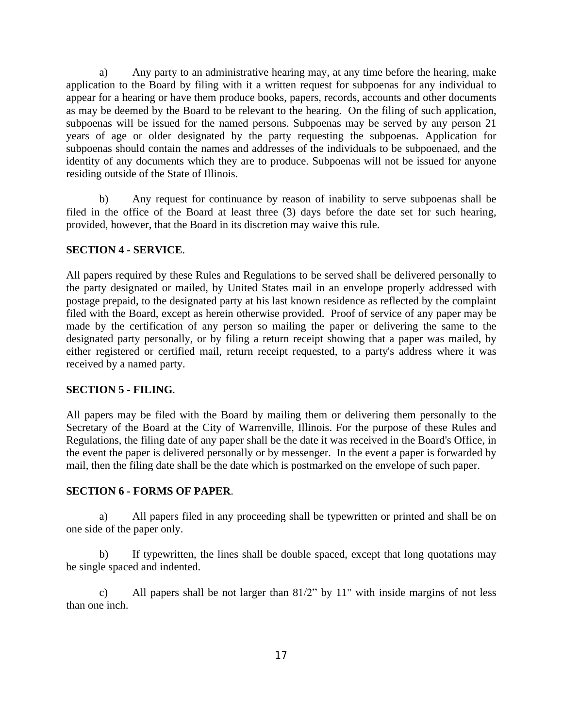a) Any party to an administrative hearing may, at any time before the hearing, make application to the Board by filing with it a written request for subpoenas for any individual to appear for a hearing or have them produce books, papers, records, accounts and other documents as may be deemed by the Board to be relevant to the hearing. On the filing of such application, subpoenas will be issued for the named persons. Subpoenas may be served by any person 21 years of age or older designated by the party requesting the subpoenas. Application for subpoenas should contain the names and addresses of the individuals to be subpoenaed, and the identity of any documents which they are to produce. Subpoenas will not be issued for anyone residing outside of the State of Illinois.

b) Any request for continuance by reason of inability to serve subpoenas shall be filed in the office of the Board at least three (3) days before the date set for such hearing, provided, however, that the Board in its discretion may waive this rule.

**SECTION 4 - SERVICE**.

All papers required by these Rules and Regulations to be served shall be delivered personally to the party designated or mailed, by United States mail in an envelope properly addressed with postage prepaid, to the designated party at his last known residence as reflected by the complaint filed with the Board, except as herein otherwise provided. Proof of service of any paper may be made by the certification of any person so mailing the paper or delivering the same to the designated party personally, or by filing a return receipt showing that a paper was mailed, by either registered or certified mail, return receipt requested, to a party's address where it was received by a named party.

**SECTION 5 - FILING**.

All papers may be filed with the Board by mailing them or delivering them personally to the Secretary of the Board at the City of Warrenville, Illinois. For the purpose of these Rules and Regulations, the filing date of any paper shall be the date it was received in the Board's Office, in the event the paper is delivered personally or by messenger. In the event a paper is forwarded by mail, then the filing date shall be the date which is postmarked on the envelope of such paper.

**SECTION 6 - FORMS OF PAPER**.

a) All papers filed in any proceeding shall be typewritten or printed and shall be on one side of the paper only.

b) If typewritten, the lines shall be double spaced, except that long quotations may be single spaced and indented.

c) All papers shall be not larger than 81/2" by 11" with inside margins of not less than one inch.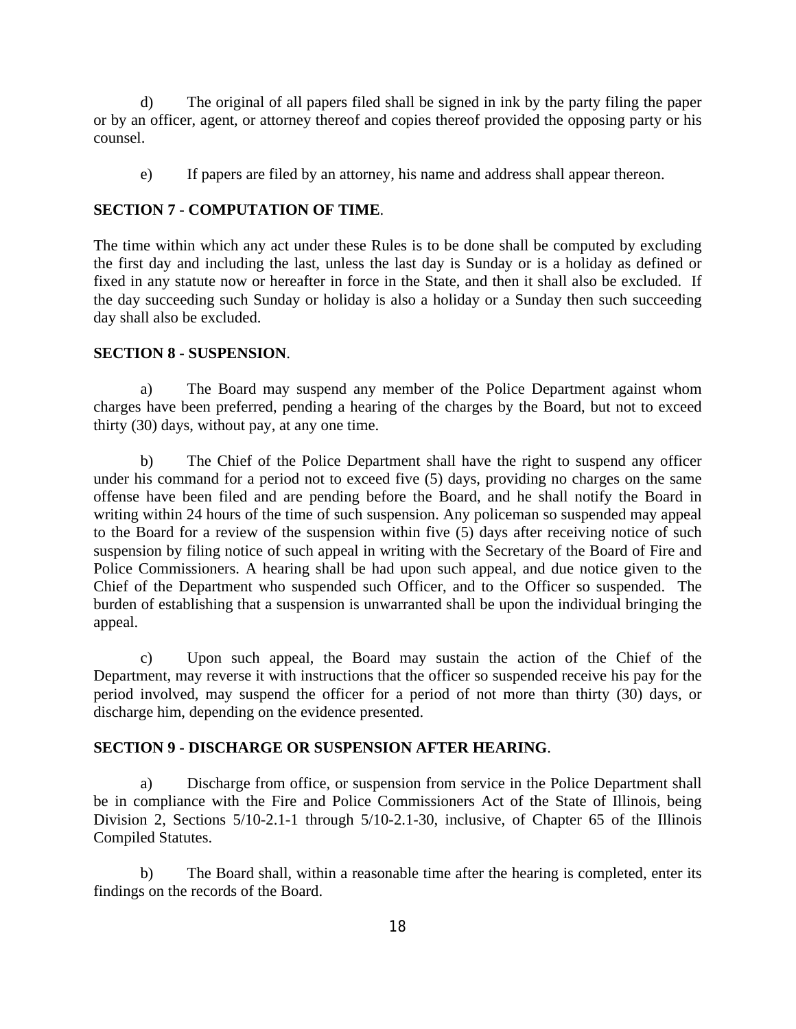d) The original of all papers filed shall be signed in ink by the party filing the paper or by an officer, agent, or attorney thereof and copies thereof provided the opposing party or his counsel.

e) If papers are filed by an attorney, his name and address shall appear thereon.

**SECTION 7 - COMPUTATION OF TIME**.

The time within which any act under these Rules is to be done shall be computed by excluding the first day and including the last, unless the last day is Sunday or is a holiday as defined or fixed in any statute now or hereafter in force in the State, and then it shall also be excluded. If the day succeeding such Sunday or holiday is also a holiday or a Sunday then such succeeding day shall also be excluded.

**SECTION 8 - SUSPENSION**.

a) The Board may suspend any member of the Police Department against whom charges have been preferred, pending a hearing of the charges by the Board, but not to exceed thirty (30) days, without pay, at any one time.

b) The Chief of the Police Department shall have the right to suspend any officer under his command for a period not to exceed five (5) days, providing no charges on the same offense have been filed and are pending before the Board, and he shall notify the Board in writing within 24 hours of the time of such suspension. Any policeman so suspended may appeal to the Board for a review of the suspension within five (5) days after receiving notice of such suspension by filing notice of such appeal in writing with the Secretary of the Board of Fire and Police Commissioners. A hearing shall be had upon such appeal, and due notice given to the Chief of the Department who suspended such Officer, and to the Officer so suspended. The burden of establishing that a suspension is unwarranted shall be upon the individual bringing the appeal.

c) Upon such appeal, the Board may sustain the action of the Chief of the Department, may reverse it with instructions that the officer so suspended receive his pay for the period involved, may suspend the officer for a period of not more than thirty (30) days, or discharge him, depending on the evidence presented.

**SECTION 9 - DISCHARGE OR SUSPENSION AFTER HEARING**.

a) Discharge from office, or suspension from service in the Police Department shall be in compliance with the Fire and Police Commissioners Act of the State of Illinois, being Division 2, Sections 5/10-2.1-1 through 5/10-2.1-30, inclusive, of Chapter 65 of the Illinois Compiled Statutes.

b) The Board shall, within a reasonable time after the hearing is completed, enter its findings on the records of the Board.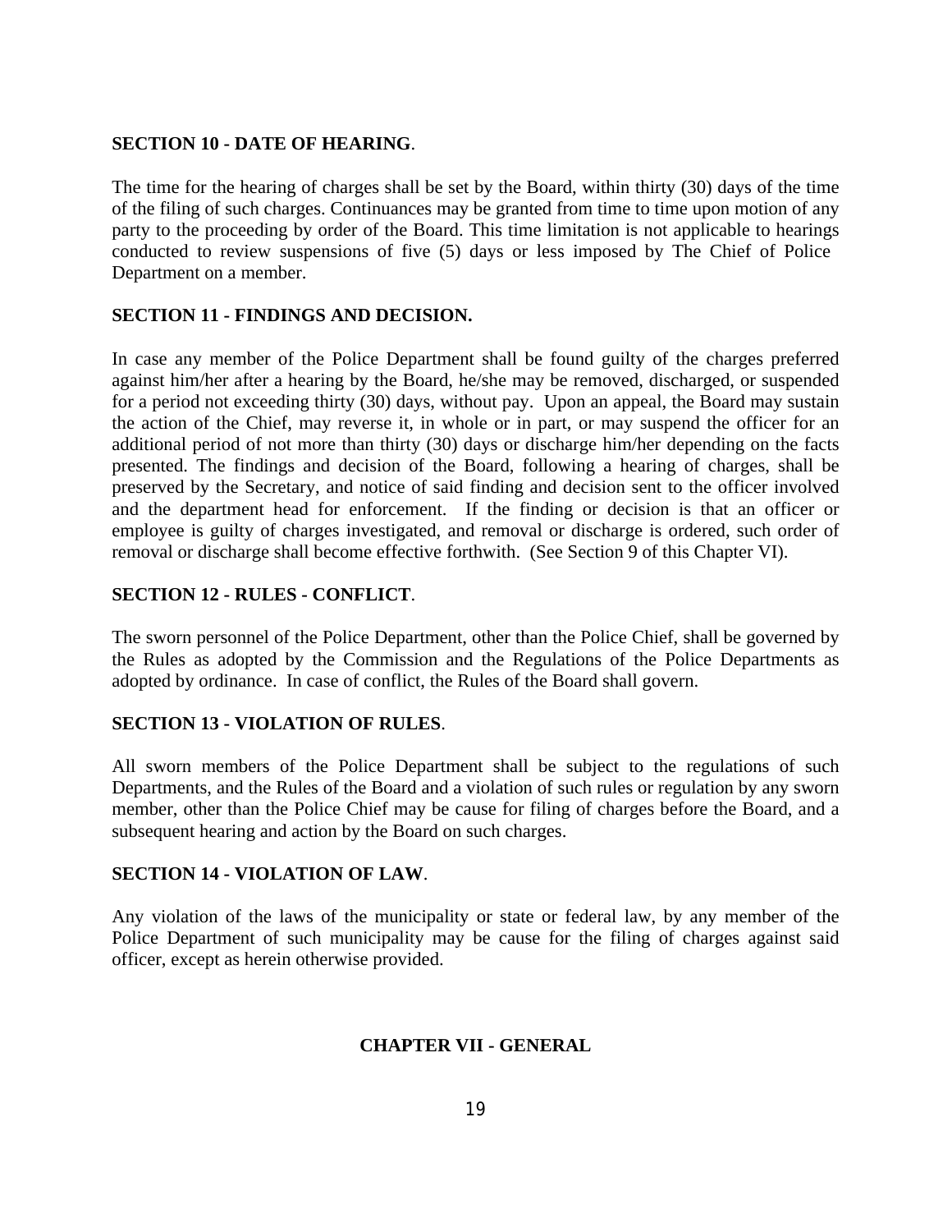**SECTION 10 - DATE OF HEARING**.

The time for the hearing of charges shall be set by the Board, within thirty (30) days of the time of the filing of such charges. Continuances may be granted from time to time upon motion of any party to the proceeding by order of the Board. This time limitation is not applicable to hearings conducted to review suspensions of five (5) days or less imposed by The Chief of Police Department on a member.

**SECTION 11 - FINDINGS AND DECISION.**

In case any member of the Police Department shall be found guilty of the charges preferred against him/her after a hearing by the Board, he/she may be removed, discharged, or suspended for a period not exceeding thirty (30) days, without pay. Upon an appeal, the Board may sustain the action of the Chief, may reverse it, in whole or in part, or may suspend the officer for an additional period of not more than thirty (30) days or discharge him/her depending on the facts presented. The findings and decision of the Board, following a hearing of charges, shall be preserved by the Secretary, and notice of said finding and decision sent to the officer involved and the department head for enforcement. If the finding or decision is that an officer or employee is guilty of charges investigated, and removal or discharge is ordered, such order of removal or discharge shall become effective forthwith. (See Section 9 of this Chapter VI).

**SECTION 12 - RULES - CONFLICT**.

The sworn personnel of the Police Department, other than the Police Chief, shall be governed by the Rules as adopted by the Commission and the Regulations of the Police Departments as adopted by ordinance. In case of conflict, the Rules of the Board shall govern.

**SECTION 13 - VIOLATION OF RULES**.

All sworn members of the Police Department shall be subject to the regulations of such Departments, and the Rules of the Board and a violation of such rules or regulation by any sworn member, other than the Police Chief may be cause for filing of charges before the Board, and a subsequent hearing and action by the Board on such charges.

**SECTION 14 - VIOLATION OF LAW**.

Any violation of the laws of the municipality or state or federal law, by any member of the Police Department of such municipality may be cause for the filing of charges against said officer, except as herein otherwise provided.

## CHAPTER VII - GENERAL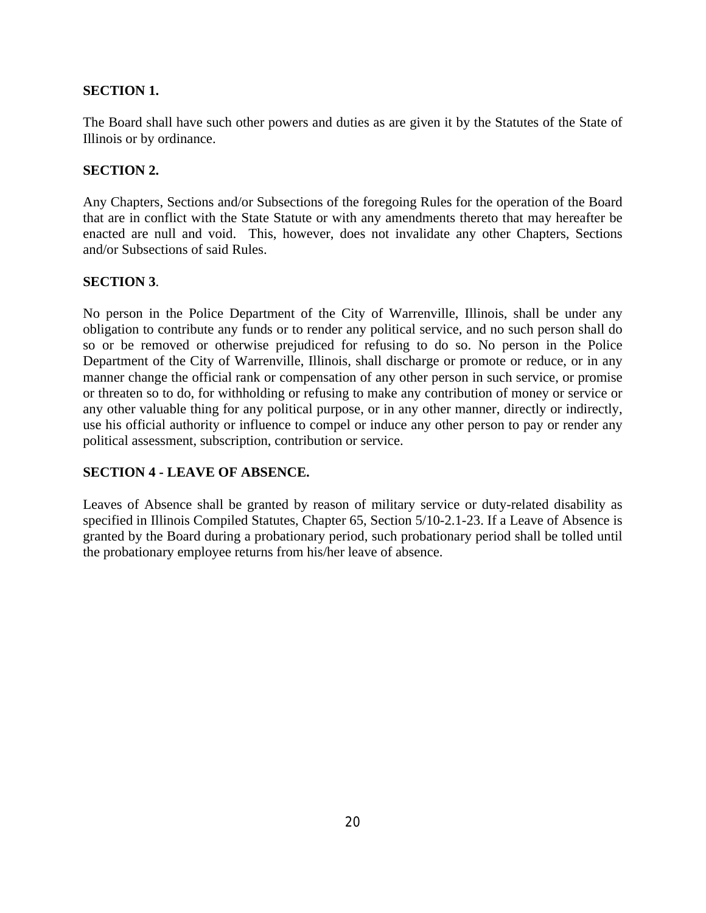**SECTION 1.**

The Board shall have such other powers and duties as are given it by the Statutes of the State of Illinois or by ordinance.

**SECTION 2.**

Any Chapters, Sections and/or Subsections of the foregoing Rules for the operation of the Board that are in conflict with the State Statute or with any amendments thereto that may hereafter be enacted are null and void. This, however, does not invalidate any other Chapters, Sections and/or Subsections of said Rules.

**SECTION 3**.

No person in the Police Department of the City of Warrenville, Illinois, shall be under any obligation to contribute any funds or to render any political service, and no such person shall do so or be removed or otherwise prejudiced for refusing to do so. No person in the Police Department of the City of Warrenville, Illinois, shall discharge or promote or reduce, or in any manner change the official rank or compensation of any other person in such service, or promise or threaten so to do, for withholding or refusing to make any contribution of money or service or any other valuable thing for any political purpose, or in any other manner, directly or indirectly, use his official authority or influence to compel or induce any other person to pay or render any political assessment, subscription, contribution or service.

**SECTION 4 - LEAVE OF ABSENCE.**

Leaves of Absence shall be granted by reason of military service or duty-related disability as specified in Illinois Compiled Statutes, Chapter 65, Section 5/10-2.1-23. If a Leave of Absence is granted by the Board during a probationary period, such probationary period shall be tolled until the probationary employee returns from his/her leave of absence.